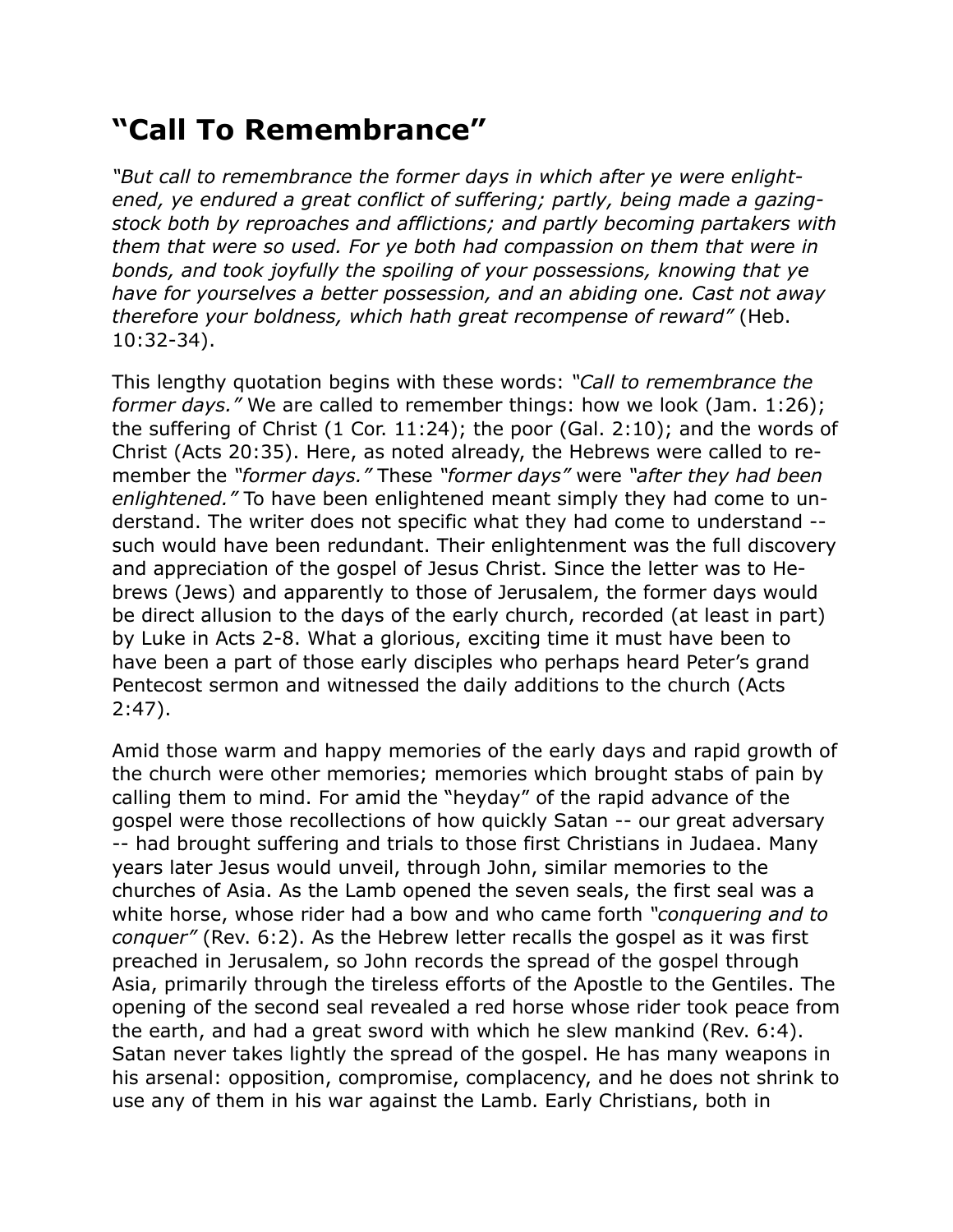# "Call To Remembrance"

*"But call to remembrance the former days in which after ye were enlightened, ye endured a great conflict of suffering; partly, being made a gazingstock both by reproaches and afflictions; and partly becoming partakers with them that were so used. For ye both had compassion on them that were in bonds, and took joyfully the spoiling of your possessions, knowing that ye have for yourselves a better possession, and an abiding one. Cast not away therefore your boldness, which hath great recompense of reward"* (Heb. 10:32-34).

This lengthy quotation begins with these words: *"Call to remembrance the former days."* We are called to remember things: how we look (Jam. 1:26); the suffering of Christ (1 Cor. 11:24); the poor (Gal. 2:10); and the words of Christ (Acts 20:35). Here, as noted already, the Hebrews were called to remember the *"former days."* These *"former days"* were *"after they had been enlightened."* To have been enlightened meant simply they had come to understand. The writer does not specific what they had come to understand -- such would have been redundant. Their enlightenment was the full discovery and appreciation of the gospel of Jesus Christ. Since the letter was to Hebrews (Jews) and apparently to those of Jerusalem, the former days would be direct allusion to the days of the early church, recorded (at least in part) by Luke in Acts 2-8. What a glorious, exciting time it must have been to have been a part of those early disciples who perhaps heard Peter's grand Pentecost sermon and witnessed the daily additions to the church (Acts 2:47).

Amid those warm and happy memories of the early days and rapid growth of the church were other memories; memories which brought stabs of pain by calling them to mind. For amid the "heyday" of the rapid advance of the gospel were those recollections of how quickly Satan -- our great adversary -- had brought suffering and trials to those first Christians in Judaea. Many years later Jesus would unveil, through John, similar memories to the churches of Asia. As the Lamb opened the seven seals, the first seal was a white horse, whose rider had a bow and who came forth *"conquering and to conquer"* (Rev. 6:2). As the Hebrew letter recalls the gospel as it was first preached in Jerusalem, so John records the spread of the gospel through Asia, primarily through the tireless efforts of the Apostle to the Gentiles. The opening of the second seal revealed a red horse whose rider took peace from the earth, and had a great sword with which he slew mankind (Rev. 6:4). Satan never takes lightly the spread of the gospel. He has many weapons in his arsenal: opposition, compromise, complacency, and he does not shrink to use any of them in his war against the Lamb. Early Christians, both in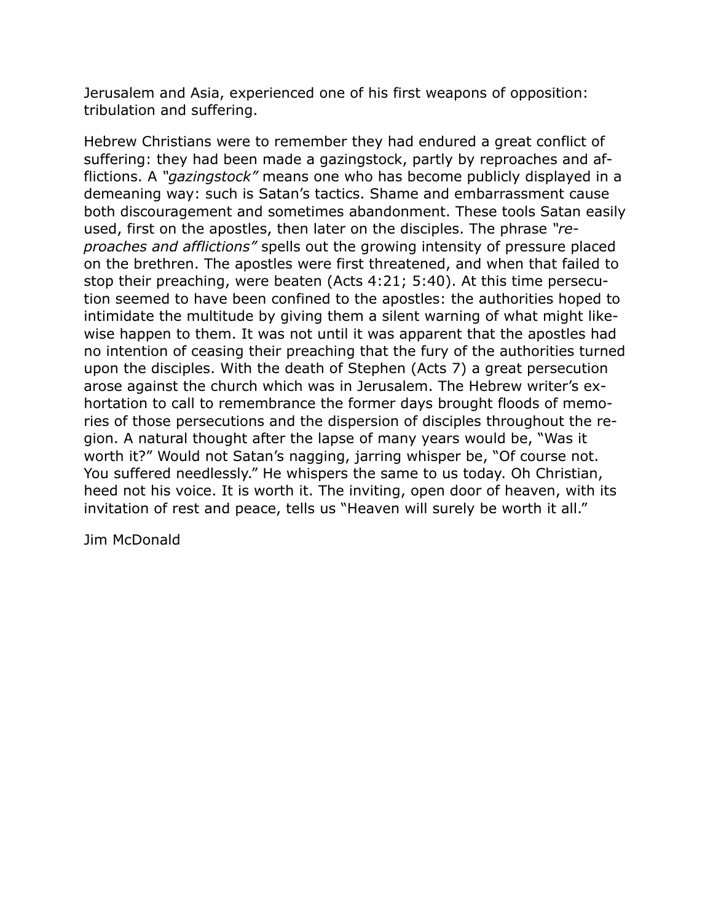Jerusalem and Asia, experienced one of his first weapons of opposition: tribulation and suffering.

Hebrew Christians were to remember they had endured a great conflict of suffering: they had been made a gazingstock, partly by reproaches and afflictions. A *"gazingstock"* means one who has become publicly displayed in a demeaning way: such is Satan's tactics. Shame and embarrassment cause both discouragement and sometimes abandonment. These tools Satan easily used, first on the apostles, then later on the disciples. The phrase *"reproaches and afflictions"* spells out the growing intensity of pressure placed on the brethren. The apostles were first threatened, and when that failed to stop their preaching, were beaten (Acts 4:21; 5:40). At this time persecution seemed to have been confined to the apostles: the authorities hoped to intimidate the multitude by giving them a silent warning of what might likewise happen to them. It was not until it was apparent that the apostles had no intention of ceasing their preaching that the fury of the authorities turned upon the disciples. With the death of Stephen (Acts 7) a great persecution arose against the church which was in Jerusalem. The Hebrew writer's exhortation to call to remembrance the former days brought floods of memories of those persecutions and the dispersion of disciples throughout the region. A natural thought after the lapse of many years would be, "Was it worth it?" Would not Satan's nagging, jarring whisper be, "Of course not. You suffered needlessly." He whispers the same to us today. Oh Christian, heed not his voice. It is worth it. The inviting, open door of heaven, with its invitation of rest and peace, tells us "Heaven will surely be worth it all."

Jim McDonald